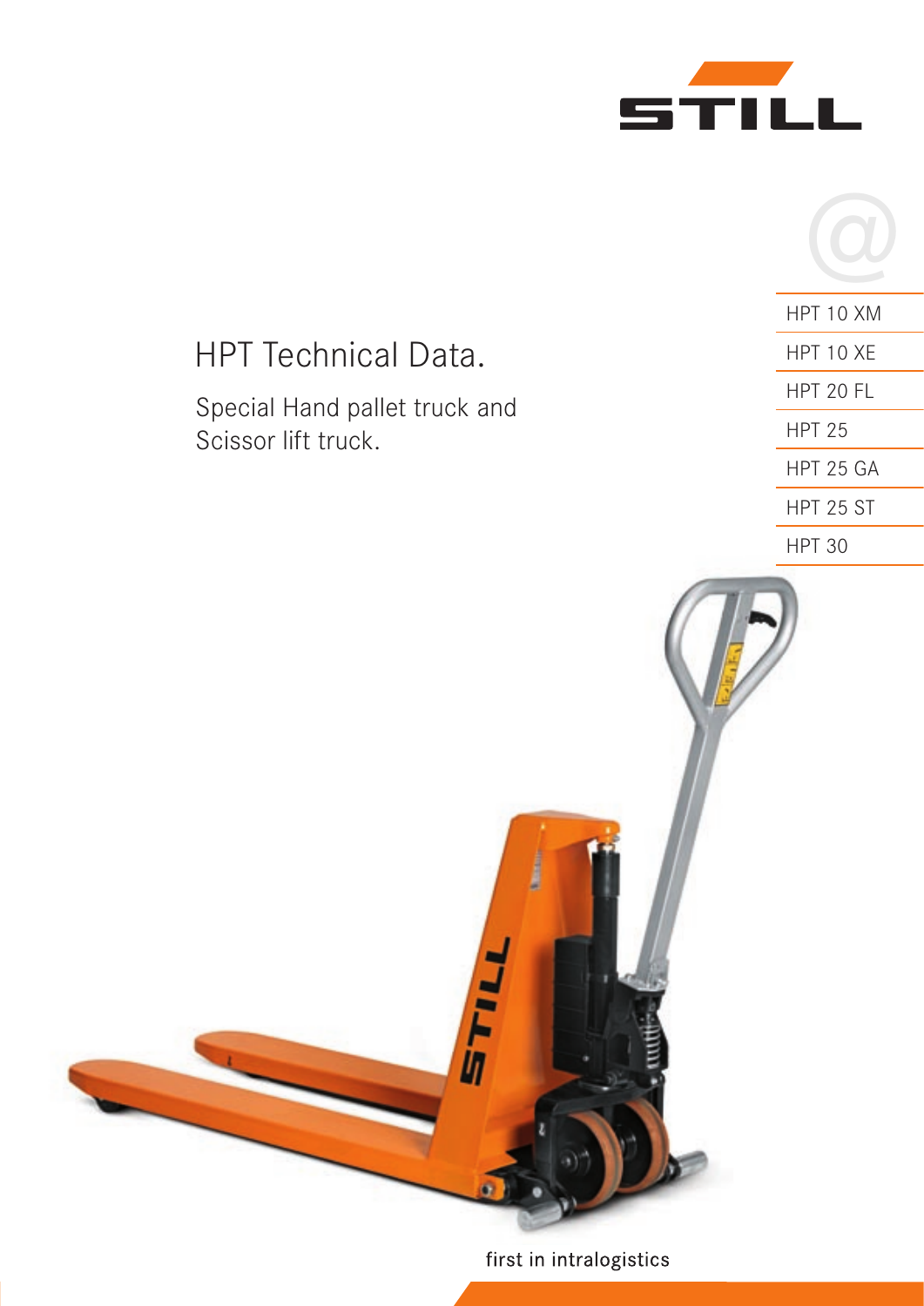STILL

# HPT Technical Data.

## Special Hand pallet truck and Scissor lift truck.

- HPT 10 XM
- HPT 10 XE
- HPT 20 FL
- HPT 25
- HPT 25 GA
- HPT 25 ST
- HPT 30

first in intralogistics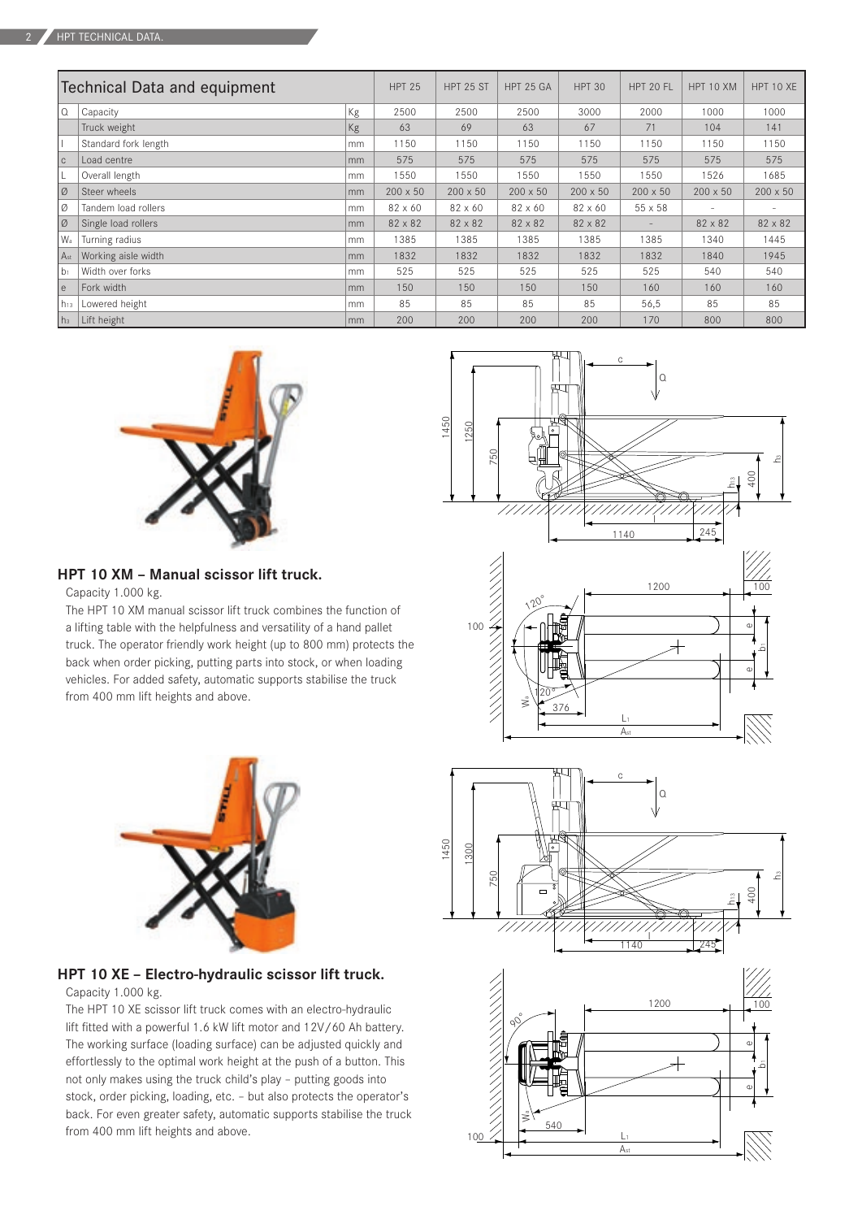| | Technical Data and equipment | | HPT 25 | HPT 25 ST | HPT 25 GA | HPT 30 | HPT 20 FL | HPT 10 XM | HPT 10 XE |
|---|---|---|---|---|---|---|---|---|---|
| Q | Capacity | Kg | 2500 | 2500 | 2500 | 3000 | 2000 | 1000 | 1000 |
| | Truck weight | Kg | 63 | 69 | 63 | 67 | 71 | 104 | 141 |
| l | Standard fork length | mm | 1150 | 1150 | 1150 | 1150 | 1150 | 1150 | 1150 |
| c | Load centre | mm | 575 | 575 | 575 | 575 | 575 | 575 | 575 |
| L | Overall length | mm | 1550 | 1550 | 1550 | 1550 | 1550 | 1526 | 1685 |
| Ø | Steer wheels | mm | 200 x 50 | 200 x 50 | 200 x 50 | 200 x 50 | 200 x 50 | 200 x 50 | 200 x 50 |
| Ø | Tandem load rollers | mm | 82 x 60 | 82 x 60 | 82 x 60 | 82 x 60 | 55 x 58 | - | - |
| Ø | Single load rollers | mm | 82 x 82 | 82 x 82 | 82 x 82 | 82 x 82 | - | 82 x 82 | 82 x 82 |
| $W_a$ | Turning radius | mm | 1385 | 1385 | 1385 | 1385 | 1385 | 1340 | 1445 |
| $A_{st}$ | Working aisle width | mm | 1832 | 1832 | 1832 | 1832 | 1832 | 1840 | 1945 |
| $b_1$ | Width over forks | mm | 525 | 525 | 525 | 525 | 525 | 540 | 540 |
| e | Fork width | mm | 150 | 150 | 150 | 150 | 160 | 160 | 160 |
| $h_{13}$ | Lowered height | mm | 85 | 85 | 85 | 85 | 56,5 | 85 | 85 |
| $h_3$ | Lift height | mm | 200 | 200 | 200 | 200 | 170 | 800 | 800 |

### HPT 10 XM – Manual scissor lift truck.

Capacity 1.000 kg.

The HPT 10 XM manual scissor lift truck combines the function of a lifting table with the helpfulness and versatility of a hand pallet truck. The operator friendly work height (up to 800 mm) protects the back when order picking, putting parts into stock, or when loading vehicles. For added safety, automatic supports stabilise the truck from 400 mm lift heights and above.

### HPT 10 XE – Electro-hydraulic scissor lift truck.

Capacity 1.000 kg.

The HPT 10 XE scissor lift truck comes with an electro-hydraulic lift fitted with a powerful 1.6 kW lift motor and 12V/60 Ah battery. The working surface (loading surface) can be adjusted quickly and effortlessly to the optimal work height at the push of a button. This not only makes using the truck child's play – putting goods into stock, order picking, loading, etc. – but also protects the operator's back. For even greater safety, automatic supports stabilise the truck from 400 mm lift heights and above.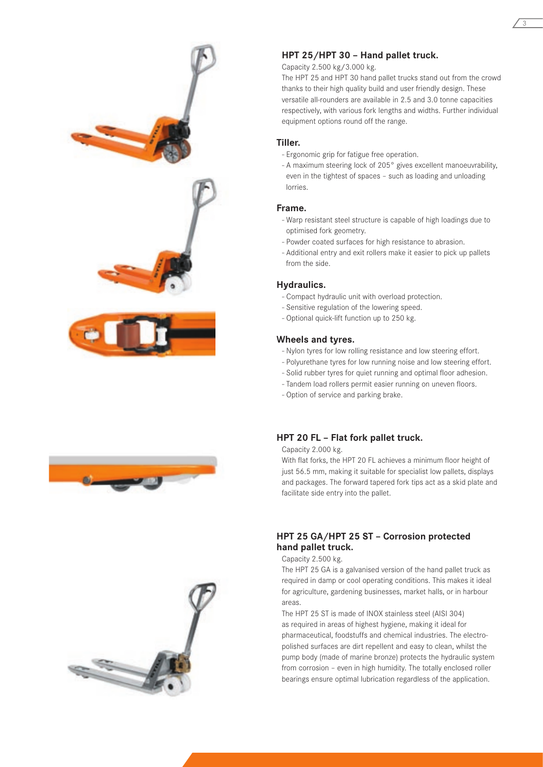## HPT 25/HPT 30 – Hand pallet truck.

Capacity 2.500 kg/3.000 kg.

The HPT 25 and HPT 30 hand pallet trucks stand out from the crowd thanks to their high quality build and user friendly design. These versatile all-rounders are available in 2.5 and 3.0 tonne capacities respectively, with various fork lengths and widths. Further individual equipment options round off the range.

### Tiller.

- Ergonomic grip for fatigue free operation.
- A maximum steering lock of 205° gives excellent manoeuvrability, even in the tightest of spaces – such as loading and unloading lorries.

### Frame.

- Warp resistant steel structure is capable of high loadings due to optimised fork geometry.
- Powder coated surfaces for high resistance to abrasion.
- Additional entry and exit rollers make it easier to pick up pallets from the side.

### Hydraulics.

- Compact hydraulic unit with overload protection.
- Sensitive regulation of the lowering speed.
- Optional quick-lift function up to 250 kg.

### Wheels and tyres.

- Nylon tyres for low rolling resistance and low steering effort.
- Polyurethane tyres for low running noise and low steering effort.
- Solid rubber tyres for quiet running and optimal floor adhesion.
- Tandem load rollers permit easier running on uneven floors.
- Option of service and parking brake.

## HPT 20 FL – Flat fork pallet truck.

Capacity 2.000 kg.

With flat forks, the HPT 20 FL achieves a minimum floor height of just 56.5 mm, making it suitable for specialist low pallets, displays and packages. The forward tapered fork tips act as a skid plate and facilitate side entry into the pallet.

## HPT 25 GA/HPT 25 ST – Corrosion protected hand pallet truck.

Capacity 2.500 kg.

The HPT 25 GA is a galvanised version of the hand pallet truck as required in damp or cool operating conditions. This makes it ideal for agriculture, gardening businesses, market halls, or in harbour areas.

The HPT 25 ST is made of INOX stainless steel (AISI 304) as required in areas of highest hygiene, making it ideal for pharmaceutical, foodstuffs and chemical industries. The electro-polished surfaces are dirt repellent and easy to clean, whilst the pump body (made of marine bronze) protects the hydraulic system from corrosion – even in high humidity. The totally enclosed roller bearings ensure optimal lubrication regardless of the application.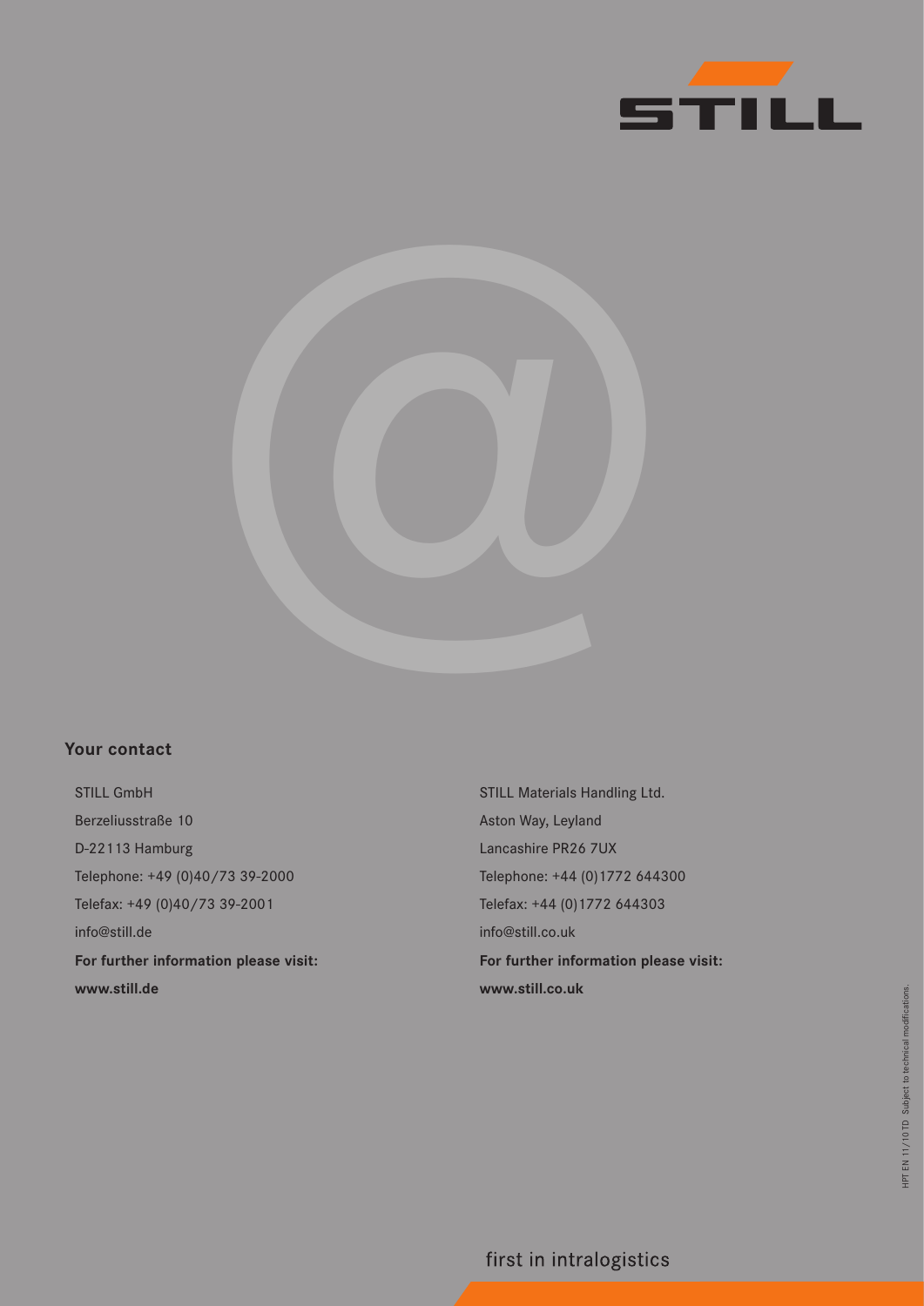STILL

## Your contact

STILL GmbH
Berzeliusstraße 10
D-22113 Hamburg
Telephone: +49 (0)40/73 39-2000
Telefax: +49 (0)40/73 39-2001
info@still.de
**For further information please visit:**
**www.still.de**

STILL Materials Handling Ltd.
Aston Way, Leyland
Lancashire PR26 7UX
Telephone: +44 (0)1772 644300
Telefax: +44 (0)1772 644303
info@still.co.uk
**For further information please visit:**
**www.still.co.uk**

HPT EN 11/10 TD Subject to technical modifications.

first in intralogistics